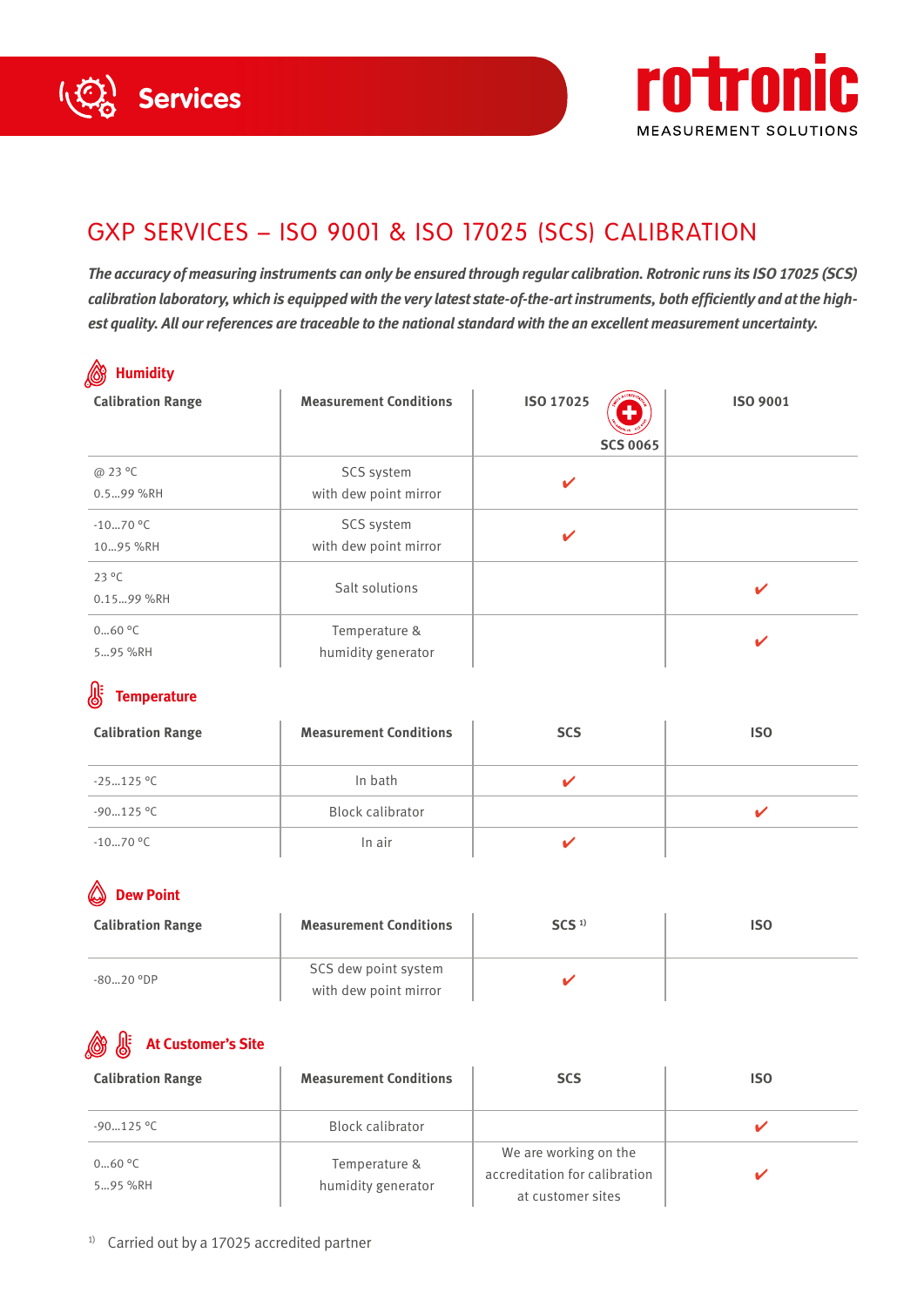Services

rotronic
MEASUREMENT SOLUTIONS

# GXP SERVICES – ISO 9001 & ISO 17025 (SCS) CALIBRATION

***The accuracy of measuring instruments can only be ensured through regular calibration. Rotronic runs its ISO 17025 (SCS) calibration laboratory, which is equipped with the very latest state-of-the-art instruments, both efficiently and at the highest quality. All our references are traceable to the national standard with the an excellent measurement uncertainty.***

## Humidity

| Calibration Range | Measurement Conditions | ISO 17025 SCS 0065 | ISO 9001 |
|---|---|---|---|
| @ 23 °C 0.5…99 %RH | SCS system with dew point mirror | ✔ | |
| -10…70 °C 10…95 %RH | SCS system with dew point mirror | ✔ | |
| 23 °C 0.15…99 %RH | Salt solutions | | ✔ |
| 0…60 °C 5…95 %RH | Temperature & humidity generator | | ✔ |

## Temperature

| Calibration Range | Measurement Conditions | SCS | ISO |
|---|---|---|---|
| -25…125 °C | In bath | ✔ | |
| -90…125 °C | Block calibrator | | ✔ |
| -10…70 °C | In air | ✔ | |

## Dew Point

| Calibration Range | Measurement Conditions | SCS [1] | ISO |
|---|---|---|---|
| -80…20 °DP | SCS dew point system with dew point mirror | ✔ | |

## At Customer's Site

| Calibration Range | Measurement Conditions | SCS | ISO |
|---|---|---|---|
| -90…125 °C | Block calibrator | | ✔ |
| 0…60 °C 5…95 %RH | Temperature & humidity generator | We are working on the accreditation for calibration at customer sites | ✔ |

[1] Carried out by a 17025 accredited partner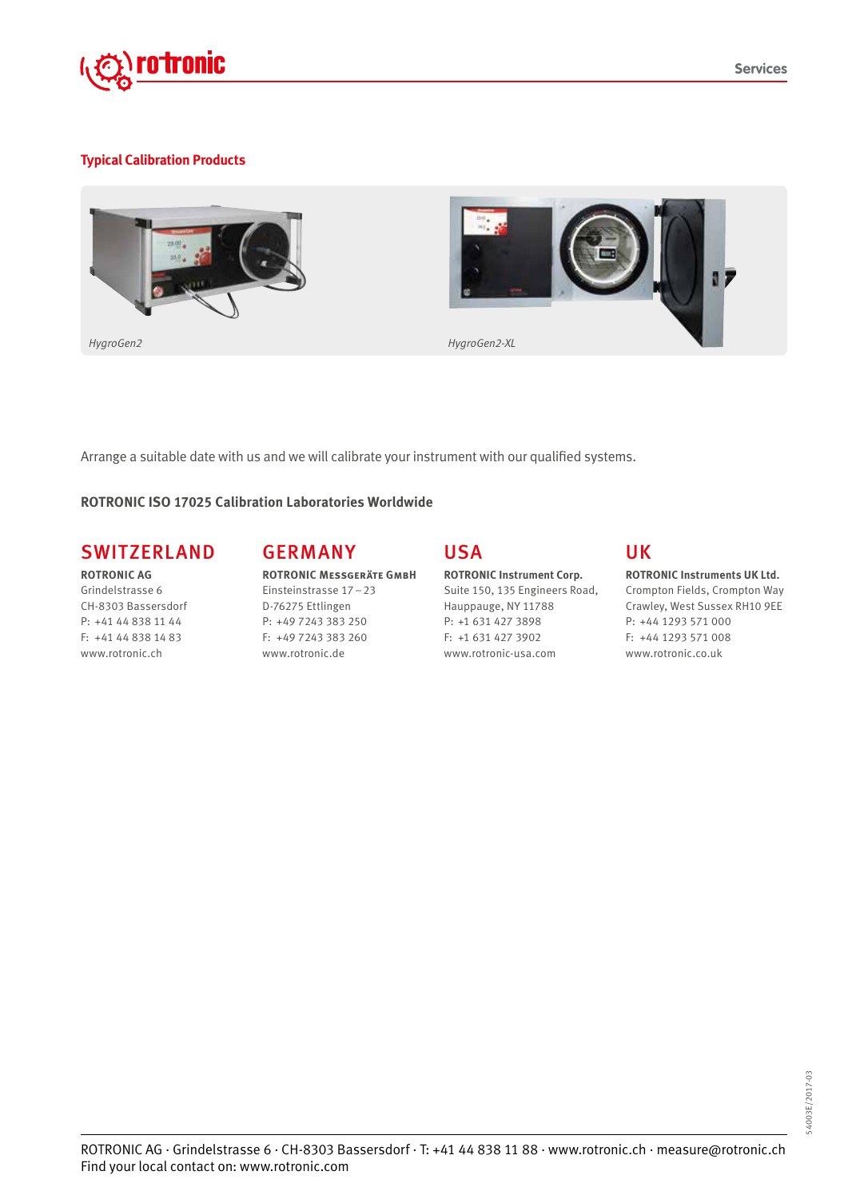## Typical Calibration Products

*HygroGen2*

*HygroGen2-XL*

Arrange a suitable date with us and we will calibrate your instrument with our qualified systems.

**ROTRONIC ISO 17025 Calibration Laboratories Worldwide**

## SWITZERLAND

**ROTRONIC AG**
Grindelstrasse 6
CH-8303 Bassersdorf
P: +41 44 838 11 44
F: +41 44 838 14 83
www.rotronic.ch

## GERMANY

**ROTRONIC Messgeräte GmbH**
Einsteinstrasse 17 – 23
D-76275 Ettlingen
P: +49 7243 383 250
F: +49 7243 383 260
www.rotronic.de

## USA

**ROTRONIC Instrument Corp.**
Suite 150, 135 Engineers Road,
Hauppauge, NY 11788
P: +1 631 427 3898
F: +1 631 427 3902
www.rotronic-usa.com

## UK

**ROTRONIC Instruments UK Ltd.**
Crompton Fields, Crompton Way
Crawley, West Sussex RH10 9EE
P: +44 1293 571 000
F: +44 1293 571 008
www.rotronic.co.uk

ROTRONIC AG · Grindelstrasse 6 · CH-8303 Bassersdorf · T: +41 44 838 11 88 · www.rotronic.ch · measure@rotronic.ch
Find your local contact on: www.rotronic.com

54003E/2017-03